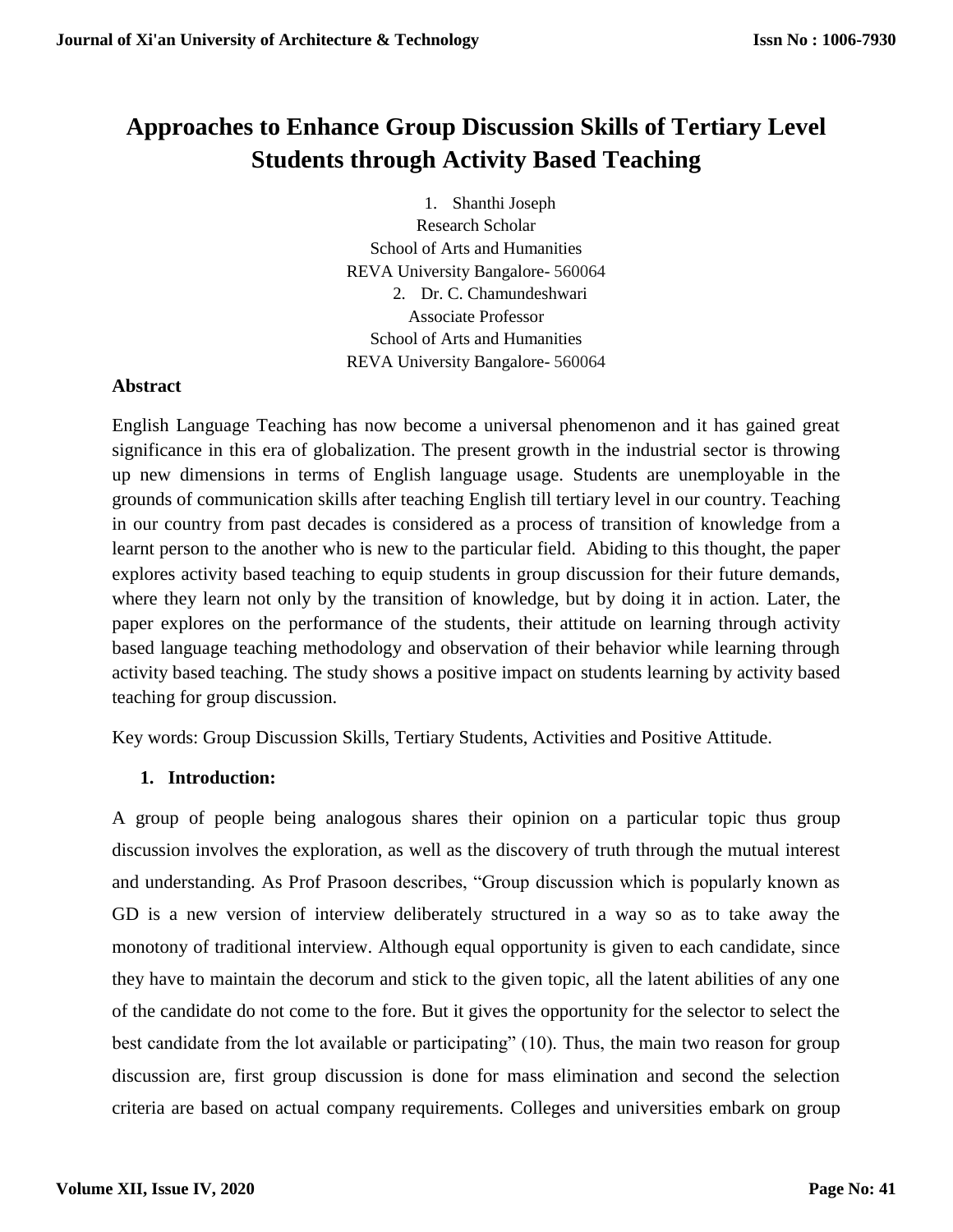# Approaches to Enhance Group Discussion Skills of Tertiary Level Students through Activity Based Teaching

1. Shanthi Joseph
   Research Scholar
   School of Arts and Humanities
   REVA University Bangalore- 560064
2. Dr. C. Chamundeshwari
   Associate Professor
   School of Arts and Humanities
   REVA University Bangalore- 560064

**Abstract**

English Language Teaching has now become a universal phenomenon and it has gained great significance in this era of globalization. The present growth in the industrial sector is throwing up new dimensions in terms of English language usage. Students are unemployable in the grounds of communication skills after teaching English till tertiary level in our country. Teaching in our country from past decades is considered as a process of transition of knowledge from a learnt person to the another who is new to the particular field. Abiding to this thought, the paper explores activity based teaching to equip students in group discussion for their future demands, where they learn not only by the transition of knowledge, but by doing it in action. Later, the paper explores on the performance of the students, their attitude on learning through activity based language teaching methodology and observation of their behavior while learning through activity based teaching. The study shows a positive impact on students learning by activity based teaching for group discussion.

Key words: Group Discussion Skills, Tertiary Students, Activities and Positive Attitude.

## 1. Introduction:

A group of people being analogous shares their opinion on a particular topic thus group discussion involves the exploration, as well as the discovery of truth through the mutual interest and understanding. As Prof Prasoon describes, "Group discussion which is popularly known as GD is a new version of interview deliberately structured in a way so as to take away the monotony of traditional interview. Although equal opportunity is given to each candidate, since they have to maintain the decorum and stick to the given topic, all the latent abilities of any one of the candidate do not come to the fore. But it gives the opportunity for the selector to select the best candidate from the lot available or participating" (10). Thus, the main two reason for group discussion are, first group discussion is done for mass elimination and second the selection criteria are based on actual company requirements. Colleges and universities embark on group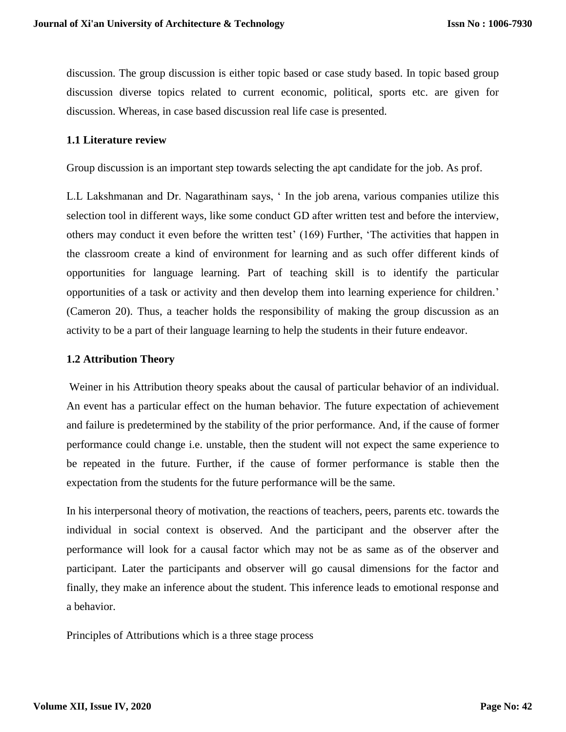discussion. The group discussion is either topic based or case study based. In topic based group discussion diverse topics related to current economic, political, sports etc. are given for discussion. Whereas, in case based discussion real life case is presented.

### 1.1 Literature review

Group discussion is an important step towards selecting the apt candidate for the job. As prof.

L.L Lakshmanan and Dr. Nagarathinam says, ' In the job arena, various companies utilize this selection tool in different ways, like some conduct GD after written test and before the interview, others may conduct it even before the written test' (169) Further, 'The activities that happen in the classroom create a kind of environment for learning and as such offer different kinds of opportunities for language learning. Part of teaching skill is to identify the particular opportunities of a task or activity and then develop them into learning experience for children.' (Cameron 20). Thus, a teacher holds the responsibility of making the group discussion as an activity to be a part of their language learning to help the students in their future endeavor.

### 1.2 Attribution Theory

Weiner in his Attribution theory speaks about the causal of particular behavior of an individual. An event has a particular effect on the human behavior. The future expectation of achievement and failure is predetermined by the stability of the prior performance. And, if the cause of former performance could change i.e. unstable, then the student will not expect the same experience to be repeated in the future. Further, if the cause of former performance is stable then the expectation from the students for the future performance will be the same.

In his interpersonal theory of motivation, the reactions of teachers, peers, parents etc. towards the individual in social context is observed. And the participant and the observer after the performance will look for a causal factor which may not be as same as of the observer and participant. Later the participants and observer will go causal dimensions for the factor and finally, they make an inference about the student. This inference leads to emotional response and a behavior.

Principles of Attributions which is a three stage process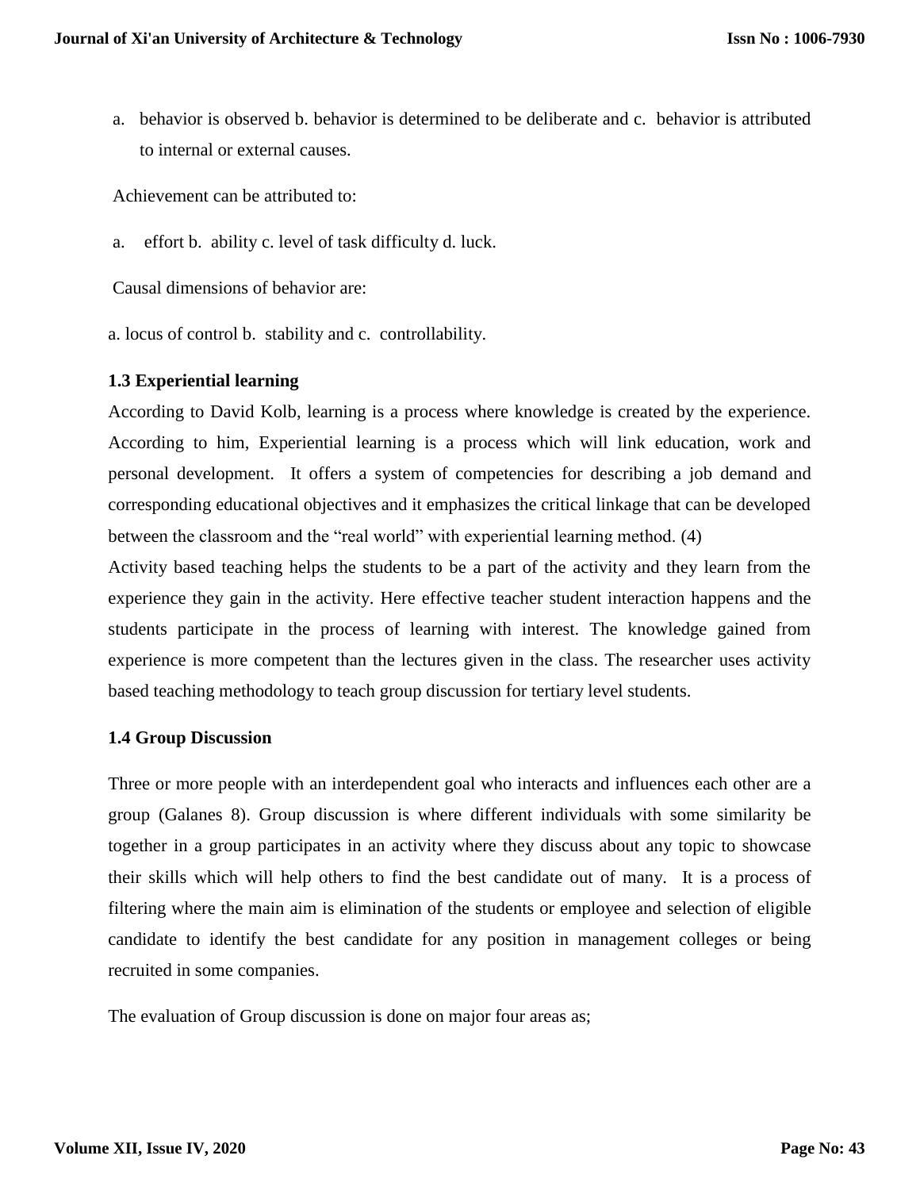a. behavior is observed b. behavior is determined to be deliberate and c. behavior is attributed to internal or external causes.

Achievement can be attributed to:

a. effort b. ability c. level of task difficulty d. luck.

Causal dimensions of behavior are:

a. locus of control b. stability and c. controllability.

### 1.3 Experiential learning

According to David Kolb, learning is a process where knowledge is created by the experience. According to him, Experiential learning is a process which will link education, work and personal development. It offers a system of competencies for describing a job demand and corresponding educational objectives and it emphasizes the critical linkage that can be developed between the classroom and the "real world" with experiential learning method. (4)

Activity based teaching helps the students to be a part of the activity and they learn from the experience they gain in the activity. Here effective teacher student interaction happens and the students participate in the process of learning with interest. The knowledge gained from experience is more competent than the lectures given in the class. The researcher uses activity based teaching methodology to teach group discussion for tertiary level students.

### 1.4 Group Discussion

Three or more people with an interdependent goal who interacts and influences each other are a group (Galanes 8). Group discussion is where different individuals with some similarity be together in a group participates in an activity where they discuss about any topic to showcase their skills which will help others to find the best candidate out of many. It is a process of filtering where the main aim is elimination of the students or employee and selection of eligible candidate to identify the best candidate for any position in management colleges or being recruited in some companies.

The evaluation of Group discussion is done on major four areas as;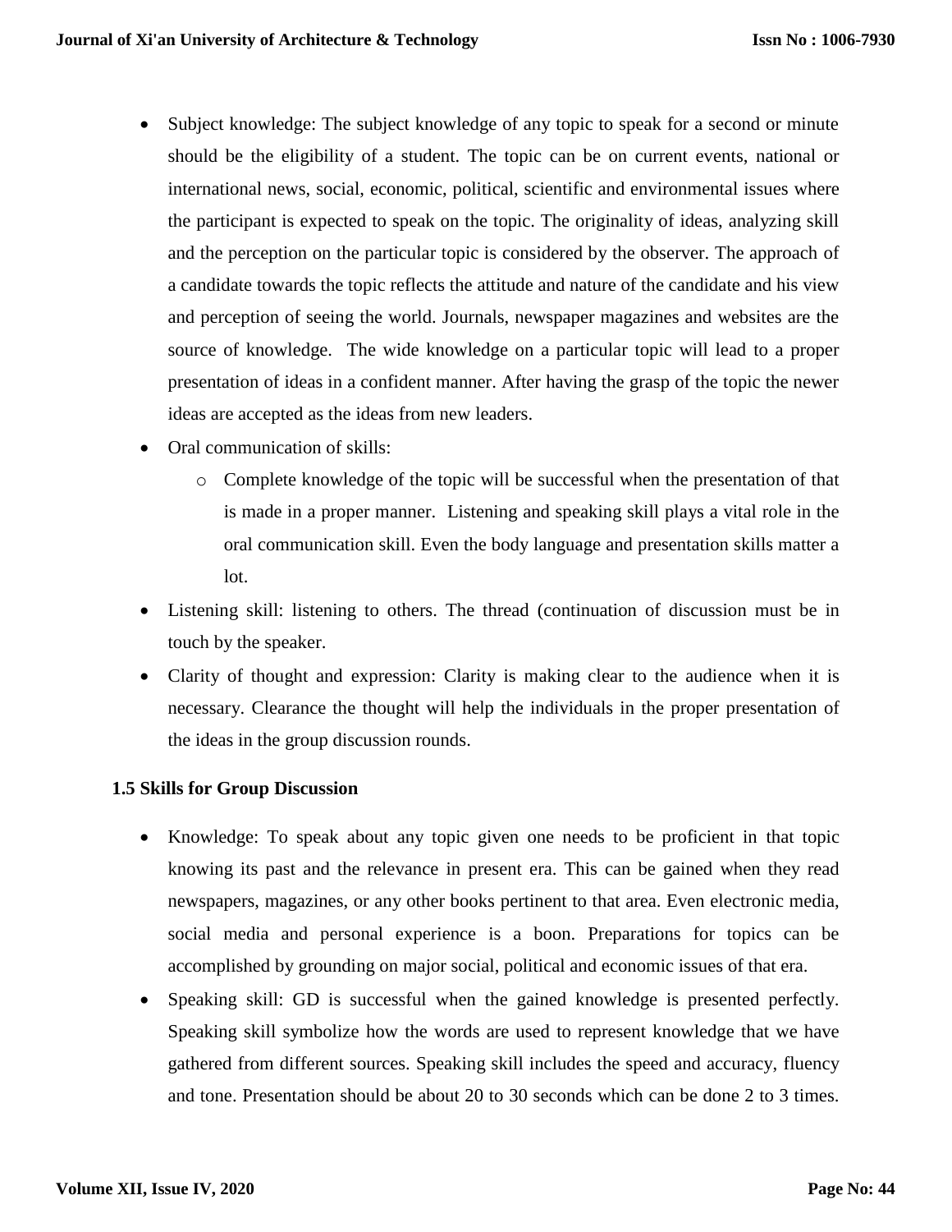- Subject knowledge: The subject knowledge of any topic to speak for a second or minute should be the eligibility of a student. The topic can be on current events, national or international news, social, economic, political, scientific and environmental issues where the participant is expected to speak on the topic. The originality of ideas, analyzing skill and the perception on the particular topic is considered by the observer. The approach of a candidate towards the topic reflects the attitude and nature of the candidate and his view and perception of seeing the world. Journals, newspaper magazines and websites are the source of knowledge. The wide knowledge on a particular topic will lead to a proper presentation of ideas in a confident manner. After having the grasp of the topic the newer ideas are accepted as the ideas from new leaders.
- Oral communication of skills:
  - Complete knowledge of the topic will be successful when the presentation of that is made in a proper manner. Listening and speaking skill plays a vital role in the oral communication skill. Even the body language and presentation skills matter a lot.
- Listening skill: listening to others. The thread (continuation of discussion must be in touch by the speaker.
- Clarity of thought and expression: Clarity is making clear to the audience when it is necessary. Clearance the thought will help the individuals in the proper presentation of the ideas in the group discussion rounds.

### 1.5 Skills for Group Discussion

- Knowledge: To speak about any topic given one needs to be proficient in that topic knowing its past and the relevance in present era. This can be gained when they read newspapers, magazines, or any other books pertinent to that area. Even electronic media, social media and personal experience is a boon. Preparations for topics can be accomplished by grounding on major social, political and economic issues of that era.
- Speaking skill: GD is successful when the gained knowledge is presented perfectly. Speaking skill symbolize how the words are used to represent knowledge that we have gathered from different sources. Speaking skill includes the speed and accuracy, fluency and tone. Presentation should be about 20 to 30 seconds which can be done 2 to 3 times.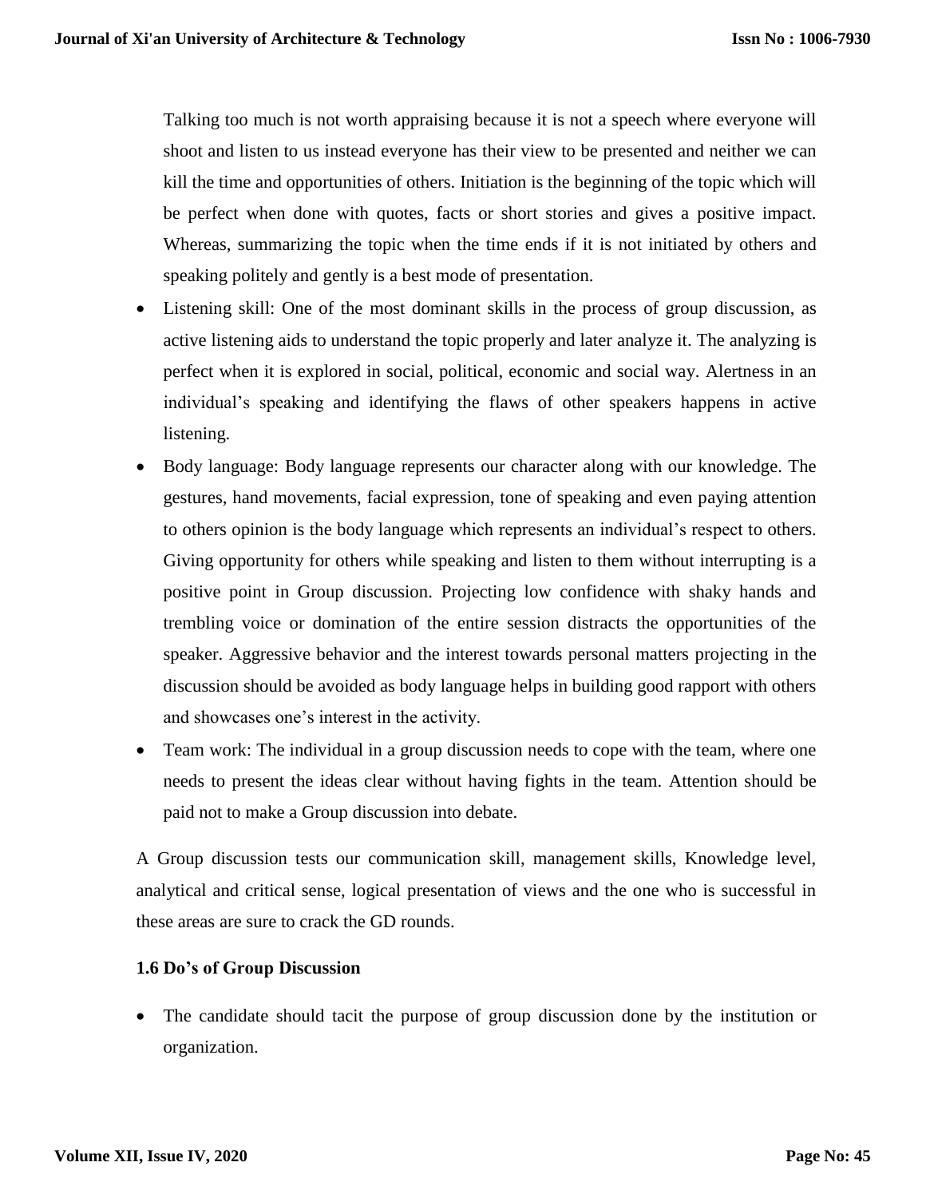Talking too much is not worth appraising because it is not a speech where everyone will shoot and listen to us instead everyone has their view to be presented and neither we can kill the time and opportunities of others. Initiation is the beginning of the topic which will be perfect when done with quotes, facts or short stories and gives a positive impact. Whereas, summarizing the topic when the time ends if it is not initiated by others and speaking politely and gently is a best mode of presentation.

- Listening skill: One of the most dominant skills in the process of group discussion, as active listening aids to understand the topic properly and later analyze it. The analyzing is perfect when it is explored in social, political, economic and social way. Alertness in an individual's speaking and identifying the flaws of other speakers happens in active listening.
- Body language: Body language represents our character along with our knowledge. The gestures, hand movements, facial expression, tone of speaking and even paying attention to others opinion is the body language which represents an individual's respect to others. Giving opportunity for others while speaking and listen to them without interrupting is a positive point in Group discussion. Projecting low confidence with shaky hands and trembling voice or domination of the entire session distracts the opportunities of the speaker. Aggressive behavior and the interest towards personal matters projecting in the discussion should be avoided as body language helps in building good rapport with others and showcases one's interest in the activity.
- Team work: The individual in a group discussion needs to cope with the team, where one needs to present the ideas clear without having fights in the team. Attention should be paid not to make a Group discussion into debate.

A Group discussion tests our communication skill, management skills, Knowledge level, analytical and critical sense, logical presentation of views and the one who is successful in these areas are sure to crack the GD rounds.

### 1.6 Do's of Group Discussion

- The candidate should tacit the purpose of group discussion done by the institution or organization.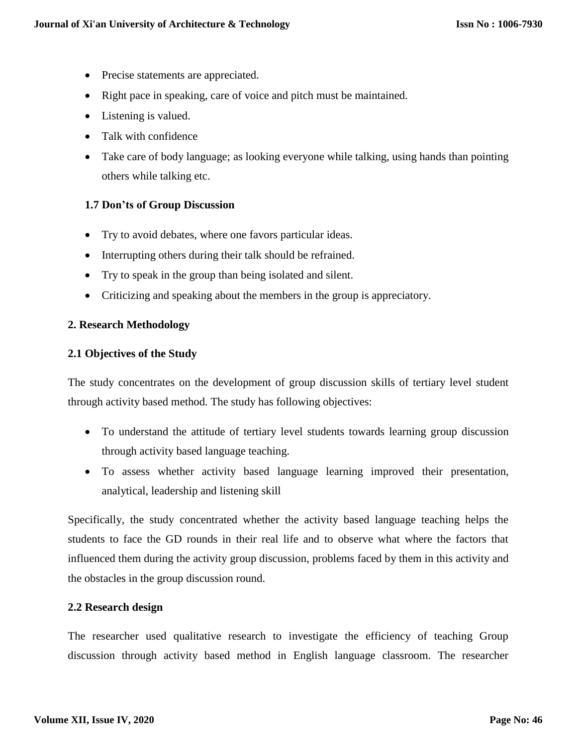- Precise statements are appreciated.
- Right pace in speaking, care of voice and pitch must be maintained.
- Listening is valued.
- Talk with confidence
- Take care of body language; as looking everyone while talking, using hands than pointing others while talking etc.

### 1.7 Don’ts of Group Discussion

- Try to avoid debates, where one favors particular ideas.
- Interrupting others during their talk should be refrained.
- Try to speak in the group than being isolated and silent.
- Criticizing and speaking about the members in the group is appreciatory.

## 2. Research Methodology

### 2.1 Objectives of the Study

The study concentrates on the development of group discussion skills of tertiary level student through activity based method. The study has following objectives:

- To understand the attitude of tertiary level students towards learning group discussion through activity based language teaching.
- To assess whether activity based language learning improved their presentation, analytical, leadership and listening skill

Specifically, the study concentrated whether the activity based language teaching helps the students to face the GD rounds in their real life and to observe what where the factors that influenced them during the activity group discussion, problems faced by them in this activity and the obstacles in the group discussion round.

### 2.2 Research design

The researcher used qualitative research to investigate the efficiency of teaching Group discussion through activity based method in English language classroom. The researcher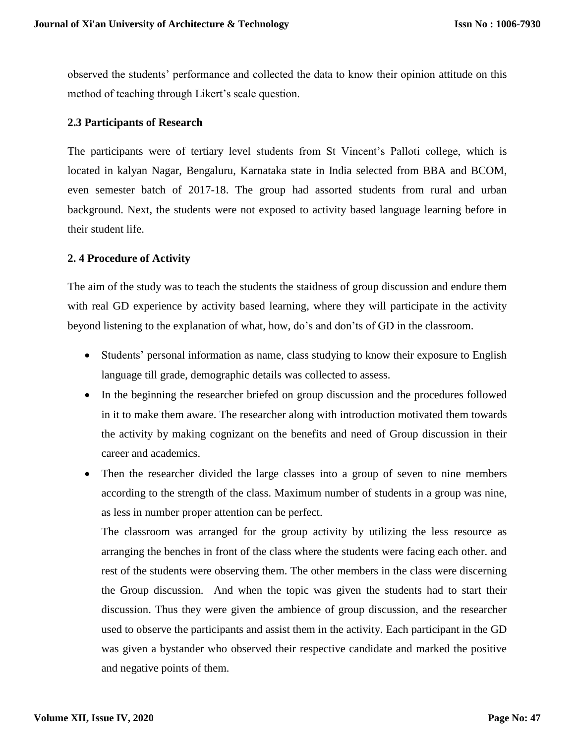observed the students' performance and collected the data to know their opinion attitude on this method of teaching through Likert's scale question.

### 2.3 Participants of Research

The participants were of tertiary level students from St Vincent's Palloti college, which is located in kalyan Nagar, Bengaluru, Karnataka state in India selected from BBA and BCOM, even semester batch of 2017-18. The group had assorted students from rural and urban background. Next, the students were not exposed to activity based language learning before in their student life.

### 2. 4 Procedure of Activity

The aim of the study was to teach the students the staidness of group discussion and endure them with real GD experience by activity based learning, where they will participate in the activity beyond listening to the explanation of what, how, do's and don'ts of GD in the classroom.

- Students' personal information as name, class studying to know their exposure to English language till grade, demographic details was collected to assess.
- In the beginning the researcher briefed on group discussion and the procedures followed in it to make them aware. The researcher along with introduction motivated them towards the activity by making cognizant on the benefits and need of Group discussion in their career and academics.
- Then the researcher divided the large classes into a group of seven to nine members according to the strength of the class. Maximum number of students in a group was nine, as less in number proper attention can be perfect.

  The classroom was arranged for the group activity by utilizing the less resource as arranging the benches in front of the class where the students were facing each other. and rest of the students were observing them. The other members in the class were discerning the Group discussion. And when the topic was given the students had to start their discussion. Thus they were given the ambience of group discussion, and the researcher used to observe the participants and assist them in the activity. Each participant in the GD was given a bystander who observed their respective candidate and marked the positive and negative points of them.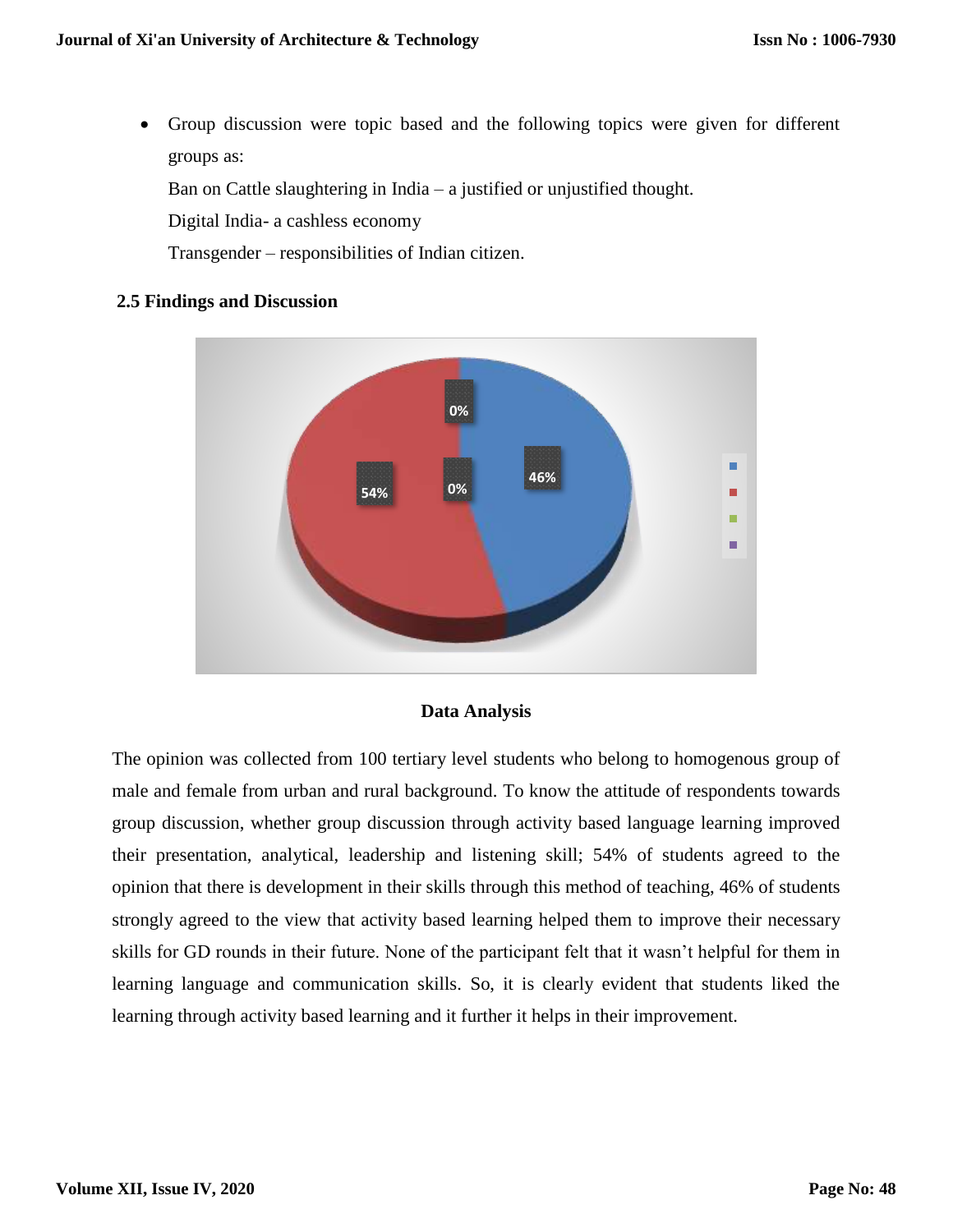- Group discussion were topic based and the following topics were given for different groups as:

  Ban on Cattle slaughtering in India – a justified or unjustified thought.

  Digital India- a cashless economy

  Transgender – responsibilities of Indian citizen.

### 2.5 Findings and Discussion

**Data Analysis**

The opinion was collected from 100 tertiary level students who belong to homogenous group of male and female from urban and rural background. To know the attitude of respondents towards group discussion, whether group discussion through activity based language learning improved their presentation, analytical, leadership and listening skill; 54% of students agreed to the opinion that there is development in their skills through this method of teaching, 46% of students strongly agreed to the view that activity based learning helped them to improve their necessary skills for GD rounds in their future. None of the participant felt that it wasn't helpful for them in learning language and communication skills. So, it is clearly evident that students liked the learning through activity based learning and it further it helps in their improvement.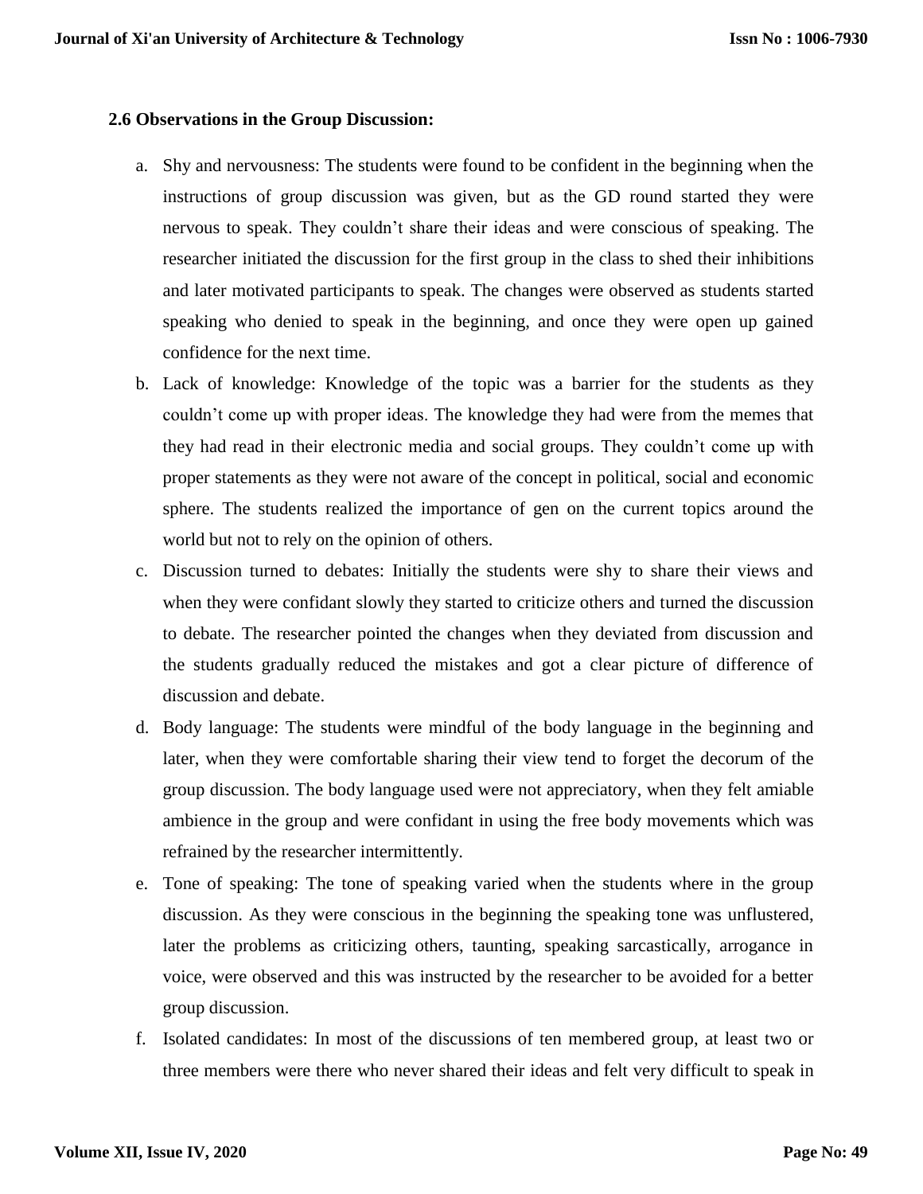### 2.6 Observations in the Group Discussion:

a. Shy and nervousness: The students were found to be confident in the beginning when the instructions of group discussion was given, but as the GD round started they were nervous to speak. They couldn't share their ideas and were conscious of speaking. The researcher initiated the discussion for the first group in the class to shed their inhibitions and later motivated participants to speak. The changes were observed as students started speaking who denied to speak in the beginning, and once they were open up gained confidence for the next time.

b. Lack of knowledge: Knowledge of the topic was a barrier for the students as they couldn't come up with proper ideas. The knowledge they had were from the memes that they had read in their electronic media and social groups. They couldn't come up with proper statements as they were not aware of the concept in political, social and economic sphere. The students realized the importance of gen on the current topics around the world but not to rely on the opinion of others.

c. Discussion turned to debates: Initially the students were shy to share their views and when they were confidant slowly they started to criticize others and turned the discussion to debate. The researcher pointed the changes when they deviated from discussion and the students gradually reduced the mistakes and got a clear picture of difference of discussion and debate.

d. Body language: The students were mindful of the body language in the beginning and later, when they were comfortable sharing their view tend to forget the decorum of the group discussion. The body language used were not appreciatory, when they felt amiable ambience in the group and were confidant in using the free body movements which was refrained by the researcher intermittently.

e. Tone of speaking: The tone of speaking varied when the students where in the group discussion. As they were conscious in the beginning the speaking tone was unflustered, later the problems as criticizing others, taunting, speaking sarcastically, arrogance in voice, were observed and this was instructed by the researcher to be avoided for a better group discussion.

f. Isolated candidates: In most of the discussions of ten membered group, at least two or three members were there who never shared their ideas and felt very difficult to speak in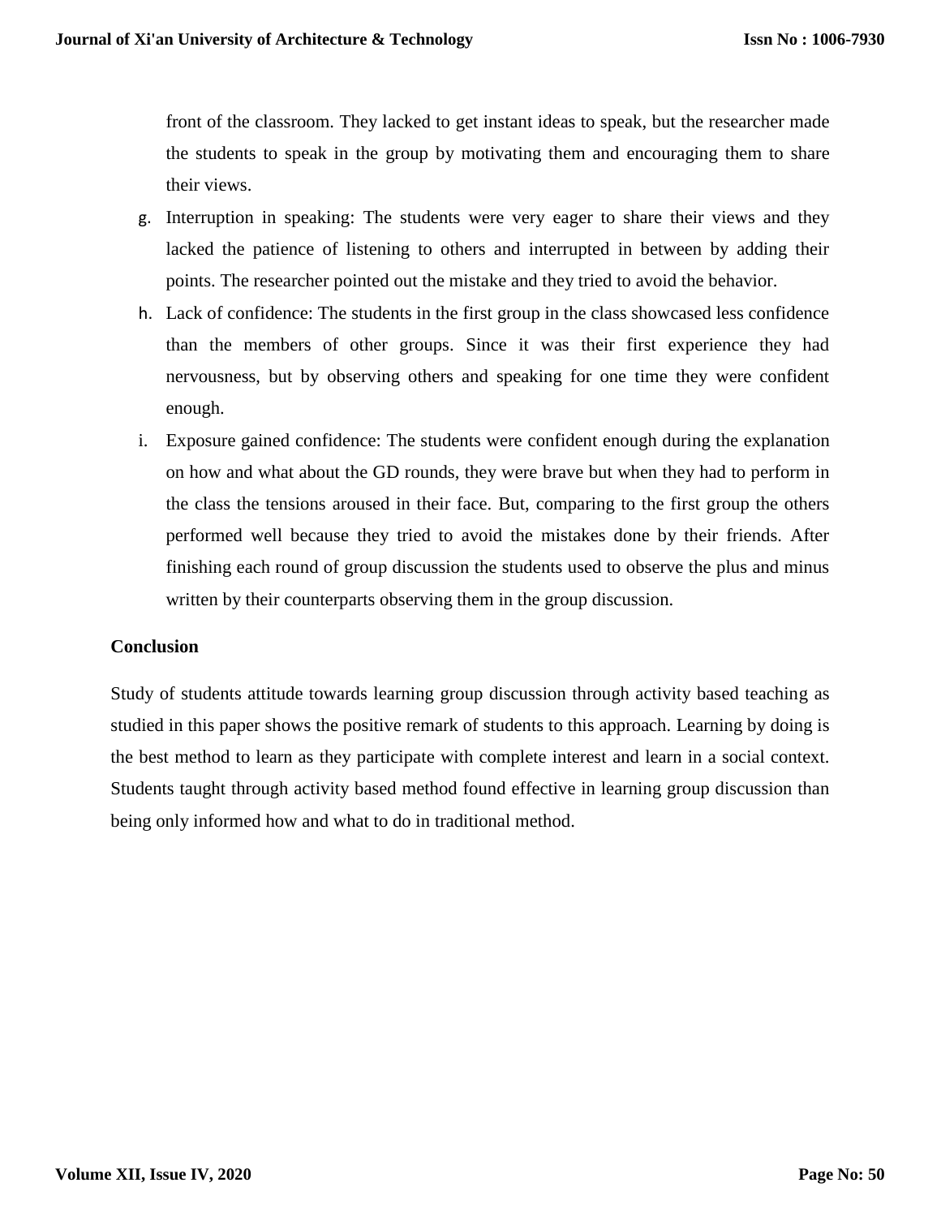front of the classroom. They lacked to get instant ideas to speak, but the researcher made the students to speak in the group by motivating them and encouraging them to share their views.

g. Interruption in speaking: The students were very eager to share their views and they lacked the patience of listening to others and interrupted in between by adding their points. The researcher pointed out the mistake and they tried to avoid the behavior.
h. Lack of confidence: The students in the first group in the class showcased less confidence than the members of other groups. Since it was their first experience they had nervousness, but by observing others and speaking for one time they were confident enough.
i. Exposure gained confidence: The students were confident enough during the explanation on how and what about the GD rounds, they were brave but when they had to perform in the class the tensions aroused in their face. But, comparing to the first group the others performed well because they tried to avoid the mistakes done by their friends. After finishing each round of group discussion the students used to observe the plus and minus written by their counterparts observing them in the group discussion.

## Conclusion

Study of students attitude towards learning group discussion through activity based teaching as studied in this paper shows the positive remark of students to this approach. Learning by doing is the best method to learn as they participate with complete interest and learn in a social context. Students taught through activity based method found effective in learning group discussion than being only informed how and what to do in traditional method.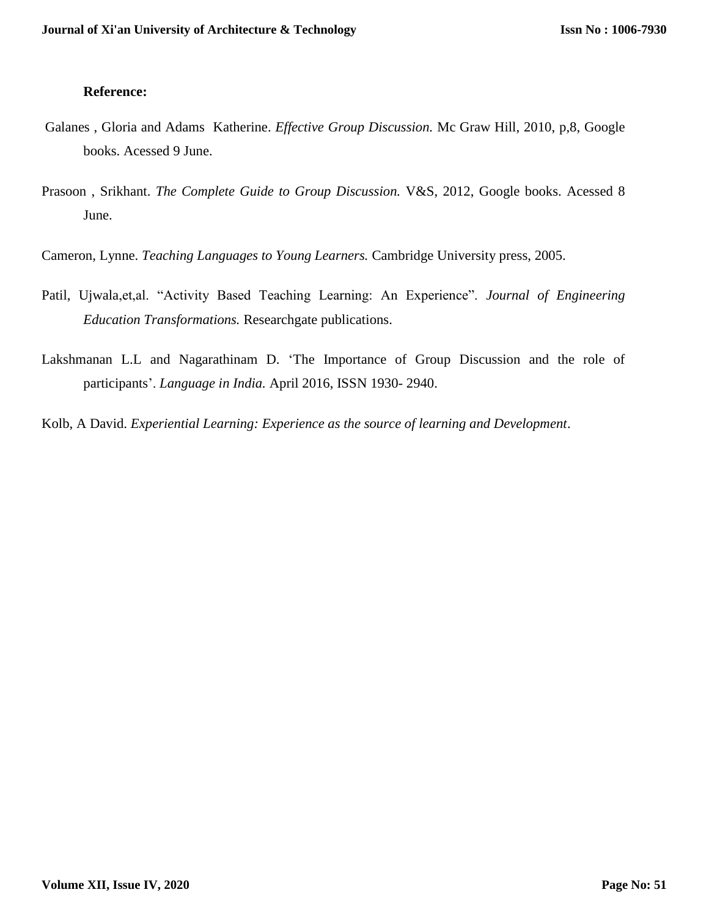**Reference:**

Galanes , Gloria and Adams  Katherine. *Effective Group Discussion.* Mc Graw Hill, 2010, p,8, Google books. Acessed 9 June.

Prasoon , Srikhant. *The Complete Guide to Group Discussion.* V&S, 2012, Google books. Acessed 8 June.

Cameron, Lynne. *Teaching Languages to Young Learners.* Cambridge University press, 2005.

Patil, Ujwala,et,al. "Activity Based Teaching Learning: An Experience". *Journal of Engineering Education Transformations.* Researchgate publications.

Lakshmanan L.L and Nagarathinam D. 'The Importance of Group Discussion and the role of participants'. *Language in India.* April 2016, ISSN 1930- 2940.

Kolb, A David. *Experiential Learning: Experience as the source of learning and Development*.